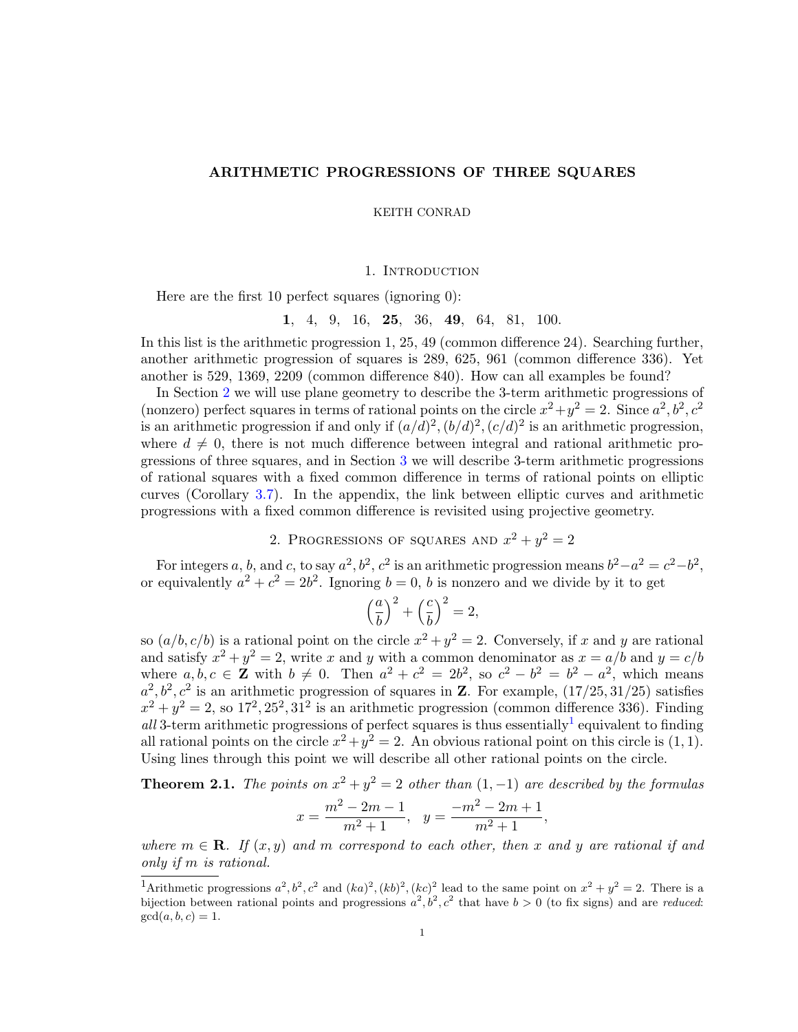# ARITHMETIC PROGRESSIONS OF THREE SQUARES

KEITH CONRAD

## 1. Introduction

Here are the first 10 perfect squares (ignoring 0):

$$\mathbf{1},\ \ 4,\ \ 9,\ \ 16,\ \ \mathbf{25},\ \ 36,\ \ \mathbf{49},\ \ 64,\ \ 81,\ \ 100.$$

In this list is the arithmetic progression 1, 25, 49 (common difference 24). Searching further, another arithmetic progression of squares is 289, 625, 961 (common difference 336). Yet another is 529, 1369, 2209 (common difference 840). How can all examples be found?

In Section 2 we will use plane geometry to describe the 3-term arithmetic progressions of (nonzero) perfect squares in terms of rational points on the circle $x^2+y^2=2$. Since $a^2, b^2, c^2$ is an arithmetic progression if and only if $(a/d)^2, (b/d)^2, (c/d)^2$ is an arithmetic progression, where $d \neq 0$, there is not much difference between integral and rational arithmetic progressions of three squares, and in Section 3 we will describe 3-term arithmetic progressions of rational squares with a fixed common difference in terms of rational points on elliptic curves (Corollary 3.7). In the appendix, the link between elliptic curves and arithmetic progressions with a fixed common difference is revisited using projective geometry.

## 2. Progressions of squares and $x^2 + y^2 = 2$

For integers $a$, $b$, and $c$, to say $a^2, b^2, c^2$ is an arithmetic progression means $b^2 - a^2 = c^2 - b^2$, or equivalently $a^2 + c^2 = 2b^2$. Ignoring $b = 0$, $b$ is nonzero and we divide by it to get

$$\left(\frac{a}{b}\right)^2 + \left(\frac{c}{b}\right)^2 = 2,$$

so $(a/b, c/b)$ is a rational point on the circle $x^2+y^2=2$. Conversely, if $x$ and $y$ are rational and satisfy $x^2+y^2=2$, write $x$ and $y$ with a common denominator as $x = a/b$ and $y = c/b$ where $a, b, c \in \mathbf{Z}$ with $b \neq 0$. Then $a^2 + c^2 = 2b^2$, so $c^2 - b^2 = b^2 - a^2$, which means $a^2, b^2, c^2$ is an arithmetic progression of squares in $\mathbf{Z}$. For example, $(17/25, 31/25)$ satisfies $x^2+y^2=2$, so $17^2, 25^2, 31^2$ is an arithmetic progression (common difference 336). Finding *all* 3-term arithmetic progressions of perfect squares is thus essentially[1] equivalent to finding all rational points on the circle $x^2+y^2=2$. An obvious rational point on this circle is $(1, 1)$. Using lines through this point we will describe all other rational points on the circle.

**Theorem 2.1.** *The points on $x^2+y^2=2$ other than $(1,-1)$ are described by the formulas*

$$x = \frac{m^2-2m-1}{m^2+1}, \quad y = \frac{-m^2-2m+1}{m^2+1},$$

*where $m \in \mathbf{R}$. If $(x, y)$ and $m$ correspond to each other, then $x$ and $y$ are rational if and only if $m$ is rational.*

[1]Arithmetic progressions $a^2, b^2, c^2$ and $(ka)^2, (kb)^2, (kc)^2$ lead to the same point on $x^2+y^2=2$. There is a bijection between rational points and progressions $a^2, b^2, c^2$ that have $b > 0$ (to fix signs) and are *reduced*: $\gcd(a, b, c) = 1$.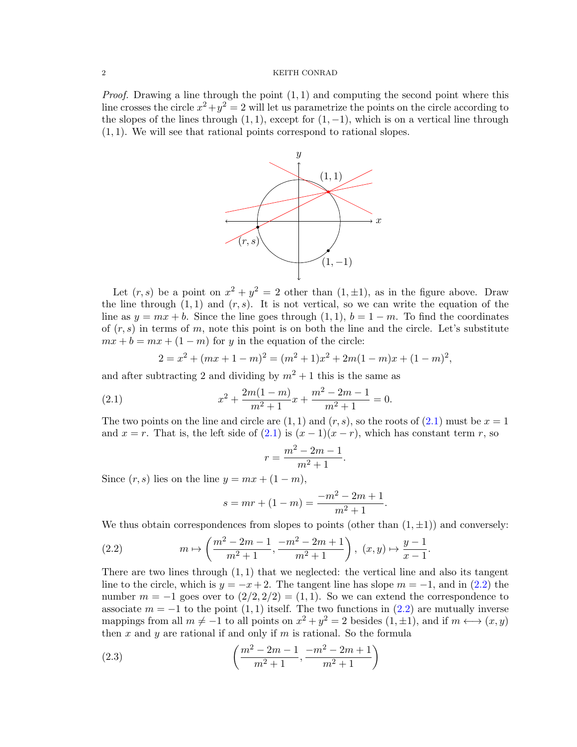*Proof.* Drawing a line through the point $(1, 1)$ and computing the second point where this line crosses the circle $x^2 + y^2 = 2$ will let us parametrize the points on the circle according to the slopes of the lines through $(1, 1)$, except for $(1, -1)$, which is on a vertical line through $(1, 1)$. We will see that rational points correspond to rational slopes.

Let $(r, s)$ be a point on $x^2 + y^2 = 2$ other than $(1, \pm 1)$, as in the figure above. Draw the line through $(1, 1)$ and $(r, s)$. It is not vertical, so we can write the equation of the line as $y = mx + b$. Since the line goes through $(1, 1)$, $b = 1 - m$. To find the coordinates of $(r, s)$ in terms of $m$, note this point is on both the line and the circle. Let's substitute $mx + b = mx + (1 - m)$ for $y$ in the equation of the circle:

$$2 = x^2 + (mx + 1 - m)^2 = (m^2 + 1)x^2 + 2m(1 - m)x + (1 - m)^2,$$

and after subtracting 2 and dividing by $m^2 + 1$ this is the same as

$$x^2 + \frac{2m(1-m)}{m^2+1}x + \frac{m^2 - 2m - 1}{m^2 + 1} = 0. \tag{2.1}$$

The two points on the line and circle are $(1, 1)$ and $(r, s)$, so the roots of (2.1) must be $x = 1$ and $x = r$. That is, the left side of (2.1) is $(x - 1)(x - r)$, which has constant term $r$, so

$$r = \frac{m^2 - 2m - 1}{m^2 + 1}.$$

Since $(r, s)$ lies on the line $y = mx + (1 - m)$,

$$s = mr + (1 - m) = \frac{-m^2 - 2m + 1}{m^2 + 1}.$$

We thus obtain correspondences from slopes to points (other than $(1, \pm 1)$) and conversely:

$$m \mapsto \left(\frac{m^2 - 2m - 1}{m^2 + 1}, \frac{-m^2 - 2m + 1}{m^2 + 1}\right), \ (x, y) \mapsto \frac{y - 1}{x - 1}. \tag{2.2}$$

There are two lines through $(1, 1)$ that we neglected: the vertical line and also its tangent line to the circle, which is $y = -x + 2$. The tangent line has slope $m = -1$, and in (2.2) the number $m = -1$ goes over to $(2/2, 2/2) = (1, 1)$. So we can extend the correspondence to associate $m = -1$ to the point $(1, 1)$ itself. The two functions in (2.2) are mutually inverse mappings from all $m \neq -1$ to all points on $x^2 + y^2 = 2$ besides $(1, \pm 1)$, and if $m \longleftrightarrow (x, y)$ then $x$ and $y$ are rational if and only if $m$ is rational. So the formula

$$\left(\frac{m^2 - 2m - 1}{m^2 + 1}, \frac{-m^2 - 2m + 1}{m^2 + 1}\right) \tag{2.3}$$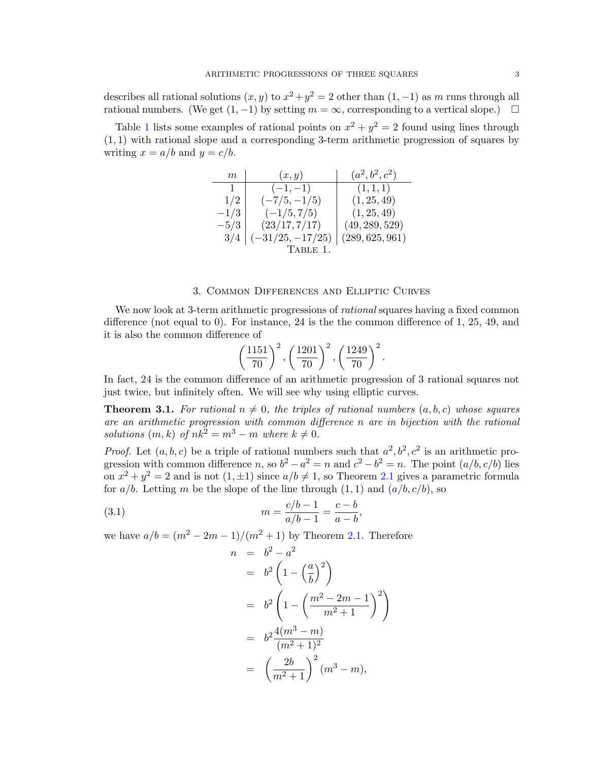describes all rational solutions $(x, y)$ to $x^2+y^2 = 2$ other than $(1, -1)$ as $m$ runs through all rational numbers. (We get $(1, -1)$ by setting $m = \infty$, corresponding to a vertical slope.) $\square$

Table 1 lists some examples of rational points on $x^2 + y^2 = 2$ found using lines through $(1, 1)$ with rational slope and a corresponding 3-term arithmetic progression of squares by writing $x = a/b$ and $y = c/b$.

| $m$ | $(x, y)$ | $(a^2, b^2, c^2)$ |
|---|---|---|
| $1$ | $(-1, -1)$ | $(1, 1, 1)$ |
| $1/2$ | $(-7/5, -1/5)$ | $(1, 25, 49)$ |
| $-1/3$ | $(-1/5, 7/5)$ | $(1, 25, 49)$ |
| $-5/3$ | $(23/17, 7/17)$ | $(49, 289, 529)$ |
| $3/4$ | $(-31/25, -17/25)$ | $(289, 625, 961)$ |

Table 1.

## 3. Common Differences and Elliptic Curves

We now look at 3-term arithmetic progressions of *rational* squares having a fixed common difference (not equal to 0). For instance, 24 is the the common difference of 1, 25, 49, and it is also the common difference of

$$\left(\frac{1151}{70}\right)^2, \left(\frac{1201}{70}\right)^2, \left(\frac{1249}{70}\right)^2.$$

In fact, 24 is the common difference of an arithmetic progression of 3 rational squares not just twice, but infinitely often. We will see why using elliptic curves.

**Theorem 3.1.** *For rational $n \neq 0$, the triples of rational numbers $(a, b, c)$ whose squares are an arithmetic progression with common difference $n$ are in bijection with the rational solutions $(m, k)$ of $nk^2 = m^3 - m$ where $k \neq 0$.*

*Proof.* Let $(a, b, c)$ be a triple of rational numbers such that $a^2, b^2, c^2$ is an arithmetic progression with common difference $n$, so $b^2 - a^2 = n$ and $c^2 - b^2 = n$. The point $(a/b, c/b)$ lies on $x^2 + y^2 = 2$ and is not $(1, \pm 1)$ since $a/b \neq 1$, so Theorem 2.1 gives a parametric formula for $a/b$. Letting $m$ be the slope of the line through $(1, 1)$ and $(a/b, c/b)$, so

$$m = \frac{c/b - 1}{a/b - 1} = \frac{c - b}{a - b}, \tag{3.1}$$

we have $a/b = (m^2 - 2m - 1)/(m^2 + 1)$ by Theorem 2.1. Therefore

$$\begin{aligned}
n &= b^2 - a^2 \\
&= b^2\left(1 - \left(\frac{a}{b}\right)^2\right) \\
&= b^2\left(1 - \left(\frac{m^2 - 2m - 1}{m^2 + 1}\right)^2\right) \\
&= b^2\frac{4(m^3 - m)}{(m^2 + 1)^2} \\
&= \left(\frac{2b}{m^2 + 1}\right)^2 (m^3 - m),
\end{aligned}$$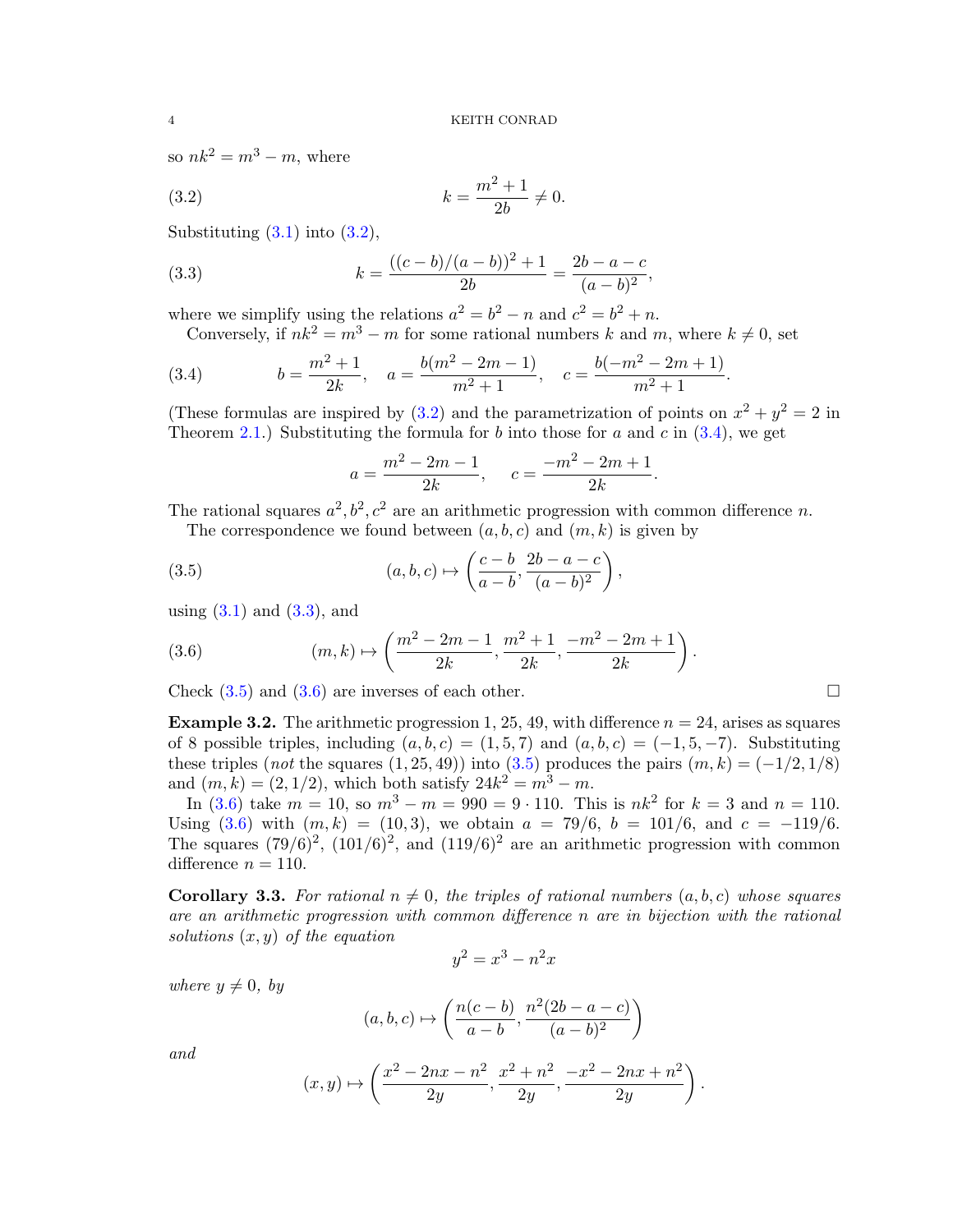so $nk^2 = m^3 - m$, where

$$k = \frac{m^2+1}{2b} \neq 0. \tag{3.2}$$

Substituting (3.1) into (3.2),

$$k = \frac{((c-b)/(a-b))^2 + 1}{2b} = \frac{2b-a-c}{(a-b)^2}, \tag{3.3}$$

where we simplify using the relations $a^2 = b^2 - n$ and $c^2 = b^2 + n$.

Conversely, if $nk^2 = m^3 - m$ for some rational numbers $k$ and $m$, where $k \neq 0$, set

$$b = \frac{m^2+1}{2k}, \quad a = \frac{b(m^2-2m-1)}{m^2+1}, \quad c = \frac{b(-m^2-2m+1)}{m^2+1}. \tag{3.4}$$

(These formulas are inspired by (3.2) and the parametrization of points on $x^2+y^2=2$ in Theorem 2.1.) Substituting the formula for $b$ into those for $a$ and $c$ in (3.4), we get

$$a = \frac{m^2-2m-1}{2k}, \quad c = \frac{-m^2-2m+1}{2k}.$$

The rational squares $a^2, b^2, c^2$ are an arithmetic progression with common difference $n$.

The correspondence we found between $(a,b,c)$ and $(m,k)$ is given by

$$(a,b,c) \mapsto \left(\frac{c-b}{a-b}, \frac{2b-a-c}{(a-b)^2}\right), \tag{3.5}$$

using (3.1) and (3.3), and

$$(m,k) \mapsto \left(\frac{m^2-2m-1}{2k}, \frac{m^2+1}{2k}, \frac{-m^2-2m+1}{2k}\right). \tag{3.6}$$

Check (3.5) and (3.6) are inverses of each other. □

**Example 3.2.** The arithmetic progression 1, 25, 49, with difference $n = 24$, arises as squares of 8 possible triples, including $(a,b,c) = (1,5,7)$ and $(a,b,c) = (-1,5,-7)$. Substituting these triples (*not* the squares $(1,25,49)$) into (3.5) produces the pairs $(m,k) = (-1/2, 1/8)$ and $(m,k) = (2, 1/2)$, which both satisfy $24k^2 = m^3 - m$.

In (3.6) take $m = 10$, so $m^3 - m = 990 = 9 \cdot 110$. This is $nk^2$ for $k = 3$ and $n = 110$. Using (3.6) with $(m,k) = (10,3)$, we obtain $a = 79/6$, $b = 101/6$, and $c = -119/6$. The squares $(79/6)^2$, $(101/6)^2$, and $(119/6)^2$ are an arithmetic progression with common difference $n = 110$.

**Corollary 3.3.** *For rational $n \neq 0$, the triples of rational numbers $(a,b,c)$ whose squares are an arithmetic progression with common difference $n$ are in bijection with the rational solutions $(x,y)$ of the equation*

$$y^2 = x^3 - n^2x$$

*where $y \neq 0$, by*

$$(a,b,c) \mapsto \left(\frac{n(c-b)}{a-b}, \frac{n^2(2b-a-c)}{(a-b)^2}\right)$$

*and*

$$(x,y) \mapsto \left(\frac{x^2-2nx-n^2}{2y}, \frac{x^2+n^2}{2y}, \frac{-x^2-2nx+n^2}{2y}\right).$$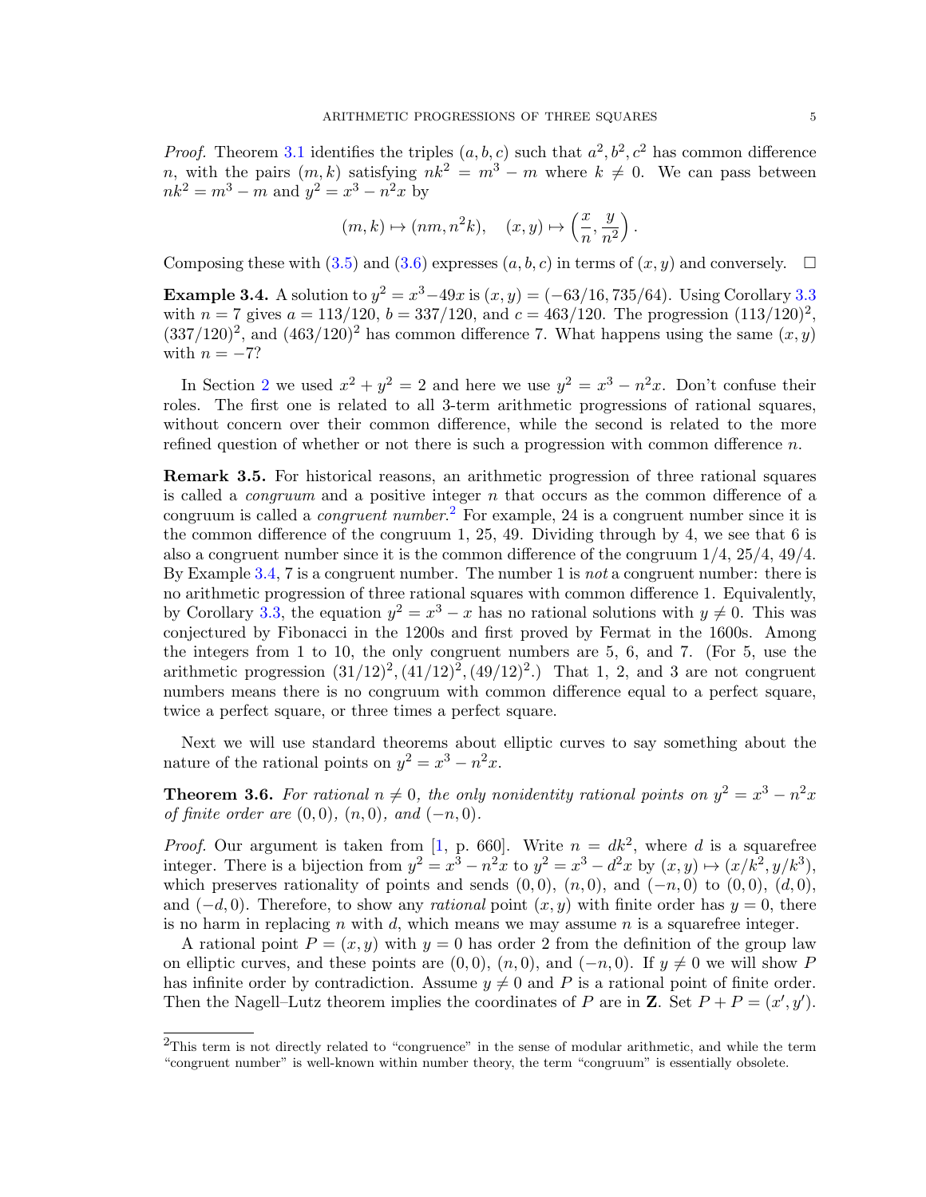*Proof.* Theorem 3.1 identifies the triples $(a, b, c)$ such that $a^2, b^2, c^2$ has common difference $n$, with the pairs $(m, k)$ satisfying $nk^2 = m^3 - m$ where $k \neq 0$. We can pass between $nk^2 = m^3 - m$ and $y^2 = x^3 - n^2x$ by

$$(m, k) \mapsto (nm, n^2k), \quad (x, y) \mapsto \left(\frac{x}{n}, \frac{y}{n^2}\right).$$

Composing these with (3.5) and (3.6) expresses $(a, b, c)$ in terms of $(x, y)$ and conversely. □

**Example 3.4.** A solution to $y^2 = x^3 - 49x$ is $(x, y) = (-63/16, 735/64)$. Using Corollary 3.3 with $n = 7$ gives $a = 113/120$, $b = 337/120$, and $c = 463/120$. The progression $(113/120)^2$, $(337/120)^2$, and $(463/120)^2$ has common difference 7. What happens using the same $(x, y)$ with $n = -7$?

In Section 2 we used $x^2 + y^2 = 2$ and here we use $y^2 = x^3 - n^2x$. Don't confuse their roles. The first one is related to all 3-term arithmetic progressions of rational squares, without concern over their common difference, while the second is related to the more refined question of whether or not there is such a progression with common difference $n$.

**Remark 3.5.** For historical reasons, an arithmetic progression of three rational squares is called a *congruum* and a positive integer $n$ that occurs as the common difference of a congruum is called a *congruent number*.[2] For example, 24 is a congruent number since it is the common difference of the congruum 1, 25, 49. Dividing through by 4, we see that 6 is also a congruent number since it is the common difference of the congruum $1/4$, $25/4$, $49/4$. By Example 3.4, 7 is a congruent number. The number 1 is *not* a congruent number: there is no arithmetic progression of three rational squares with common difference 1. Equivalently, by Corollary 3.3, the equation $y^2 = x^3 - x$ has no rational solutions with $y \neq 0$. This was conjectured by Fibonacci in the 1200s and first proved by Fermat in the 1600s. Among the integers from 1 to 10, the only congruent numbers are 5, 6, and 7. (For 5, use the arithmetic progression $(31/12)^2, (41/12)^2, (49/12)^2$.) That 1, 2, and 3 are not congruent numbers means there is no congruum with common difference equal to a perfect square, twice a perfect square, or three times a perfect square.

Next we will use standard theorems about elliptic curves to say something about the nature of the rational points on $y^2 = x^3 - n^2x$.

**Theorem 3.6.** *For rational $n \neq 0$, the only nonidentity rational points on $y^2 = x^3 - n^2x$ of finite order are $(0, 0)$, $(n, 0)$, and $(-n, 0)$.*

*Proof.* Our argument is taken from [1, p. 660]. Write $n = dk^2$, where $d$ is a squarefree integer. There is a bijection from $y^2 = x^3 - n^2x$ to $y^2 = x^3 - d^2x$ by $(x, y) \mapsto (x/k^2, y/k^3)$, which preserves rationality of points and sends $(0, 0)$, $(n, 0)$, and $(-n, 0)$ to $(0, 0)$, $(d, 0)$, and $(-d, 0)$. Therefore, to show any *rational* point $(x, y)$ with finite order has $y = 0$, there is no harm in replacing $n$ with $d$, which means we may assume $n$ is a squarefree integer.

A rational point $P = (x, y)$ with $y = 0$ has order 2 from the definition of the group law on elliptic curves, and these points are $(0, 0)$, $(n, 0)$, and $(-n, 0)$. If $y \neq 0$ we will show $P$ has infinite order by contradiction. Assume $y \neq 0$ and $P$ is a rational point of finite order. Then the Nagell–Lutz theorem implies the coordinates of $P$ are in $\mathbf{Z}$. Set $P + P = (x', y')$.

[2] This term is not directly related to "congruence" in the sense of modular arithmetic, and while the term "congruent number" is well-known within number theory, the term "congruum" is essentially obsolete.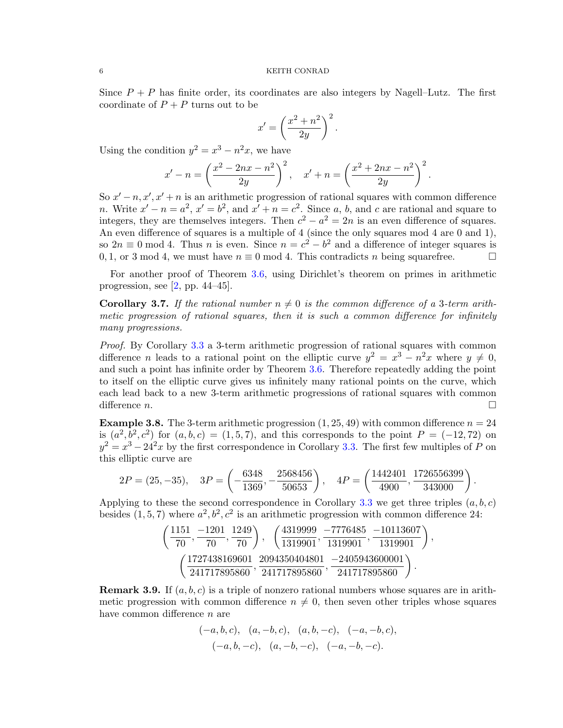Since $P + P$ has finite order, its coordinates are also integers by Nagell–Lutz. The first coordinate of $P + P$ turns out to be

$$x' = \left(\frac{x^2 + n^2}{2y}\right)^2.$$

Using the condition $y^2 = x^3 - n^2x$, we have

$$x' - n = \left(\frac{x^2 - 2nx - n^2}{2y}\right)^2, \quad x' + n = \left(\frac{x^2 + 2nx - n^2}{2y}\right)^2.$$

So $x' - n, x', x' + n$ is an arithmetic progression of rational squares with common difference $n$. Write $x' - n = a^2$, $x' = b^2$, and $x' + n = c^2$. Since $a$, $b$, and $c$ are rational and square to integers, they are themselves integers. Then $c^2 - a^2 = 2n$ is an even difference of squares. An even difference of squares is a multiple of 4 (since the only squares mod 4 are 0 and 1), so $2n \equiv 0 \bmod 4$. Thus $n$ is even. Since $n = c^2 - b^2$ and a difference of integer squares is $0, 1$, or $3 \bmod 4$, we must have $n \equiv 0 \bmod 4$. This contradicts $n$ being squarefree. □

For another proof of Theorem 3.6, using Dirichlet's theorem on primes in arithmetic progression, see [2, pp. 44–45].

**Corollary 3.7.** *If the rational number $n \neq 0$ is the common difference of a 3-term arithmetic progression of rational squares, then it is such a common difference for infinitely many progressions.*

*Proof.* By Corollary 3.3 a 3-term arithmetic progression of rational squares with common difference $n$ leads to a rational point on the elliptic curve $y^2 = x^3 - n^2x$ where $y \neq 0$, and such a point has infinite order by Theorem 3.6. Therefore repeatedly adding the point to itself on the elliptic curve gives us infinitely many rational points on the curve, which each lead back to a new 3-term arithmetic progressions of rational squares with common difference $n$. □

**Example 3.8.** The 3-term arithmetic progression $(1, 25, 49)$ with common difference $n = 24$ is $(a^2, b^2, c^2)$ for $(a, b, c) = (1, 5, 7)$, and this corresponds to the point $P = (-12, 72)$ on $y^2 = x^3 - 24^2x$ by the first correspondence in Corollary 3.3. The first few multiples of $P$ on this elliptic curve are

$$2P = (25, -35), \quad 3P = \left(-\frac{6348}{1369}, -\frac{2568456}{50653}\right), \quad 4P = \left(\frac{1442401}{4900}, \frac{1726556399}{343000}\right).$$

Applying to these the second correspondence in Corollary 3.3 we get three triples $(a, b, c)$ besides $(1, 5, 7)$ where $a^2, b^2, c^2$ is an arithmetic progression with common difference 24:

$$\left(\frac{1151}{70}, \frac{-1201}{70}, \frac{1249}{70}\right), \quad \left(\frac{4319999}{1319901}, \frac{-7776485}{1319901}, \frac{-10113607}{1319901}\right),$$
$$\left(\frac{1727438169601}{241717895860}, \frac{2094350404801}{241717895860}, \frac{-2405943600001}{241717895860}\right).$$

**Remark 3.9.** If $(a, b, c)$ is a triple of nonzero rational numbers whose squares are in arithmetic progression with common difference $n \neq 0$, then seven other triples whose squares have common difference $n$ are

$$(-a, b, c), \quad (a, -b, c), \quad (a, b, -c), \quad (-a, -b, c),$$
$$(-a, b, -c), \quad (a, -b, -c), \quad (-a, -b, -c).$$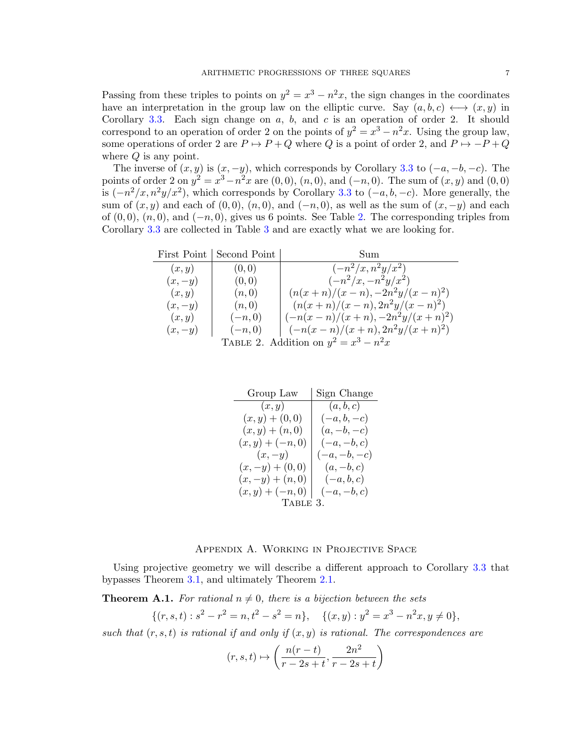Passing from these triples to points on $y^2 = x^3 - n^2x$, the sign changes in the coordinates have an interpretation in the group law on the elliptic curve. Say $(a, b, c) \longleftrightarrow (x, y)$ in Corollary 3.3. Each sign change on $a$, $b$, and $c$ is an operation of order 2. It should correspond to an operation of order 2 on the points of $y^2 = x^3 - n^2x$. Using the group law, some operations of order 2 are $P \mapsto P + Q$ where $Q$ is a point of order 2, and $P \mapsto -P + Q$ where $Q$ is any point.

The inverse of $(x, y)$ is $(x, -y)$, which corresponds by Corollary 3.3 to $(-a, -b, -c)$. The points of order 2 on $y^2 = x^3 - n^2x$ are $(0, 0)$, $(n, 0)$, and $(-n, 0)$. The sum of $(x, y)$ and $(0, 0)$ is $(-n^2/x, n^2y/x^2)$, which corresponds by Corollary 3.3 to $(-a, b, -c)$. More generally, the sum of $(x, y)$ and each of $(0, 0)$, $(n, 0)$, and $(-n, 0)$, as well as the sum of $(x, -y)$ and each of $(0, 0)$, $(n, 0)$, and $(-n, 0)$, gives us 6 points. See Table 2. The corresponding triples from Corollary 3.3 are collected in Table 3 and are exactly what we are looking for.

| First Point | Second Point | Sum |
|---|---|---|
| $(x, y)$ | $(0, 0)$ | $(-n^2/x, n^2y/x^2)$ |
| $(x, -y)$ | $(0, 0)$ | $(-n^2/x, -n^2y/x^2)$ |
| $(x, y)$ | $(n, 0)$ | $(n(x + n)/(x - n), -2n^2y/(x - n)^2)$ |
| $(x, -y)$ | $(n, 0)$ | $(n(x + n)/(x - n), 2n^2y/(x - n)^2)$ |
| $(x, y)$ | $(-n, 0)$ | $(-n(x - n)/(x + n), -2n^2y/(x + n)^2)$ |
| $(x, -y)$ | $(-n, 0)$ | $(-n(x - n)/(x + n), 2n^2y/(x + n)^2)$ |

Table 2. Addition on $y^2 = x^3 - n^2x$

| Group Law | Sign Change |
|---|---|
| $(x, y)$ | $(a, b, c)$ |
| $(x, y) + (0, 0)$ | $(-a, b, -c)$ |
| $(x, y) + (n, 0)$ | $(a, -b, -c)$ |
| $(x, y) + (-n, 0)$ | $(-a, -b, c)$ |
| $(x, -y)$ | $(-a, -b, -c)$ |
| $(x, -y) + (0, 0)$ | $(a, -b, c)$ |
| $(x, -y) + (n, 0)$ | $(-a, b, c)$ |
| $(x, y) + (-n, 0)$ | $(-a, -b, c)$ |

Table 3.

## Appendix A. Working in Projective Space

Using projective geometry we will describe a different approach to Corollary 3.3 that bypasses Theorem 3.1, and ultimately Theorem 2.1.

**Theorem A.1.** *For rational $n \neq 0$, there is a bijection between the sets*

$$\{(r, s, t) : s^2 - r^2 = n, t^2 - s^2 = n\}, \quad \{(x, y) : y^2 = x^3 - n^2x, y \neq 0\},$$

*such that $(r, s, t)$ is rational if and only if $(x, y)$ is rational. The correspondences are*

$$(r, s, t) \mapsto \left(\frac{n(r - t)}{r - 2s + t}, \frac{2n^2}{r - 2s + t}\right)$$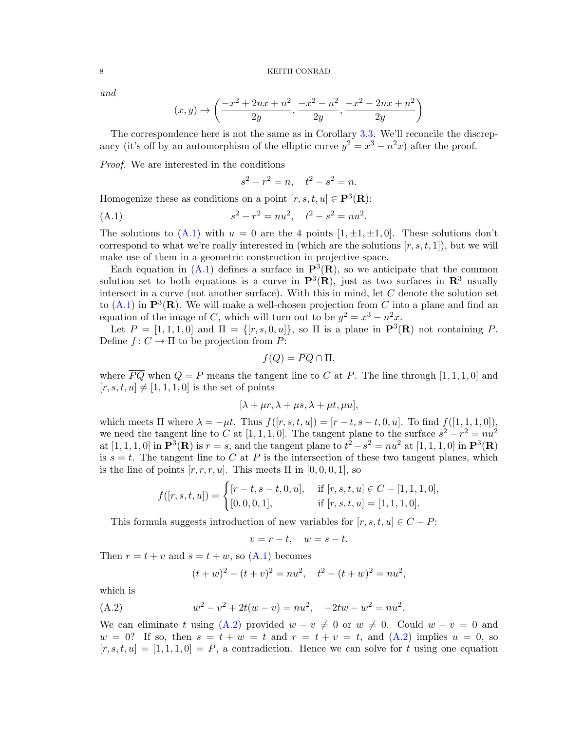*and*

$$(x, y) \mapsto \left(\frac{-x^2 + 2nx + n^2}{2y}, \frac{-x^2 - n^2}{2y}, \frac{-x^2 - 2nx + n^2}{2y}\right)$$

The correspondence here is not the same as in Corollary 3.3. We'll reconcile the discrepancy (it's off by an automorphism of the elliptic curve $y^2 = x^3 - n^2x$) after the proof.

*Proof.* We are interested in the conditions

$$s^2 - r^2 = n, \quad t^2 - s^2 = n.$$

Homogenize these as conditions on a point $[r, s, t, u] \in \mathbf{P}^3(\mathbf{R})$:

$$s^2 - r^2 = nu^2, \quad t^2 - s^2 = nu^2. \tag{A.1}$$

The solutions to (A.1) with $u = 0$ are the 4 points $[1, \pm 1, \pm 1, 0]$. These solutions don't correspond to what we're really interested in (which are the solutions $[r, s, t, 1]$), but we will make use of them in a geometric construction in projective space.

Each equation in (A.1) defines a surface in $\mathbf{P}^3(\mathbf{R})$, so we anticipate that the common solution set to both equations is a curve in $\mathbf{P}^3(\mathbf{R})$, just as two surfaces in $\mathbf{R}^3$ usually intersect in a curve (not another surface). With this in mind, let $C$ denote the solution set to (A.1) in $\mathbf{P}^3(\mathbf{R})$. We will make a well-chosen projection from $C$ into a plane and find an equation of the image of $C$, which will turn out to be $y^2 = x^3 - n^2x$.

Let $P = [1, 1, 1, 0]$ and $\Pi = \{[r, s, 0, u]\}$, so $\Pi$ is a plane in $\mathbf{P}^3(\mathbf{R})$ not containing $P$. Define $f : C \to \Pi$ to be projection from $P$:

$$f(Q) = \overline{PQ} \cap \Pi,$$

where $\overline{PQ}$ when $Q = P$ means the tangent line to $C$ at $P$. The line through $[1, 1, 1, 0]$ and $[r, s, t, u] \neq [1, 1, 1, 0]$ is the set of points

$$[\lambda + \mu r, \lambda + \mu s, \lambda + \mu t, \mu u],$$

which meets $\Pi$ where $\lambda = -\mu t$. Thus $f([r, s, t, u]) = [r - t, s - t, 0, u]$. To find $f([1, 1, 1, 0])$, we need the tangent line to $C$ at $[1, 1, 1, 0]$. The tangent plane to the surface $s^2 - r^2 = nu^2$ at $[1, 1, 1, 0]$ in $\mathbf{P}^3(\mathbf{R})$ is $r = s$, and the tangent plane to $t^2 - s^2 = nu^2$ at $[1, 1, 1, 0]$ in $\mathbf{P}^3(\mathbf{R})$ is $s = t$. The tangent line to $C$ at $P$ is the intersection of these two tangent planes, which is the line of points $[r, r, r, u]$. This meets $\Pi$ in $[0, 0, 0, 1]$, so

$$f([r, s, t, u]) = \begin{cases} [r - t, s - t, 0, u], & \text{if } [r, s, t, u] \in C - [1, 1, 1, 0], \\ [0, 0, 0, 1], & \text{if } [r, s, t, u] = [1, 1, 1, 0]. \end{cases}$$

This formula suggests introduction of new variables for $[r, s, t, u] \in C - P$:

$$v = r - t, \quad w = s - t.$$

Then $r = t + v$ and $s = t + w$, so (A.1) becomes

$$(t + w)^2 - (t + v)^2 = nu^2, \quad t^2 - (t + w)^2 = nu^2,$$

which is

$$w^2 - v^2 + 2t(w - v) = nu^2, \quad -2tw - w^2 = nu^2. \tag{A.2}$$

We can eliminate $t$ using (A.2) provided $w - v \neq 0$ or $w \neq 0$. Could $w - v = 0$ and $w = 0$? If so, then $s = t + w = t$ and $r = t + v = t$, and (A.2) implies $u = 0$, so $[r, s, t, u] = [1, 1, 1, 0] = P$, a contradiction. Hence we can solve for $t$ using one equation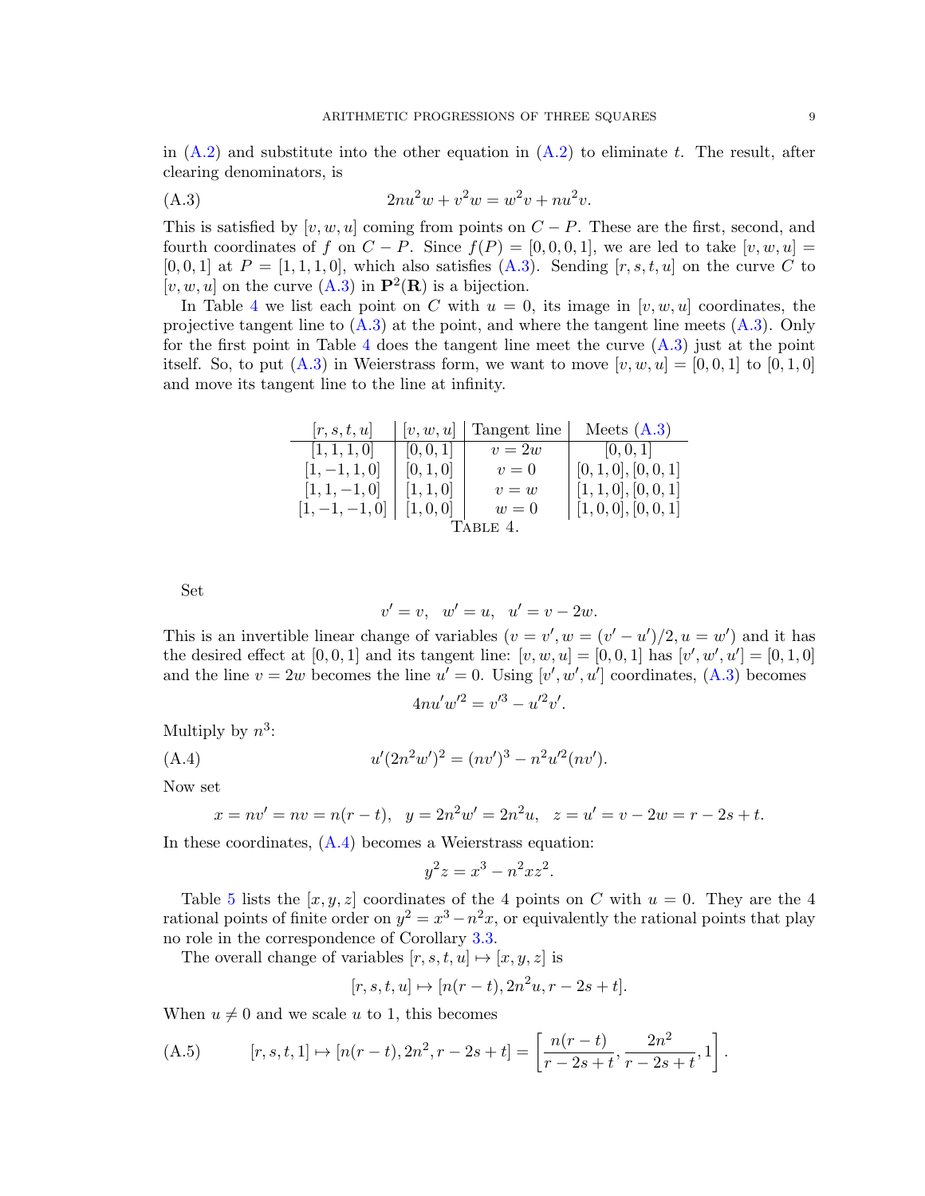in (A.2) and substitute into the other equation in (A.2) to eliminate $t$. The result, after clearing denominators, is

$$2nu^2w + v^2w = w^2v + nu^2v. \tag{A.3}$$

This is satisfied by $[v, w, u]$ coming from points on $C - P$. These are the first, second, and fourth coordinates of $f$ on $C - P$. Since $f(P) = [0, 0, 0, 1]$, we are led to take $[v, w, u] = [0, 0, 1]$ at $P = [1, 1, 1, 0]$, which also satisfies (A.3). Sending $[r, s, t, u]$ on the curve $C$ to $[v, w, u]$ on the curve (A.3) in $\mathbf{P}^2(\mathbf{R})$ is a bijection.

In Table 4 we list each point on $C$ with $u = 0$, its image in $[v, w, u]$ coordinates, the projective tangent line to (A.3) at the point, and where the tangent line meets (A.3). Only for the first point in Table 4 does the tangent line meet the curve (A.3) just at the point itself. So, to put (A.3) in Weierstrass form, we want to move $[v, w, u] = [0, 0, 1]$ to $[0, 1, 0]$ and move its tangent line to the line at infinity.

| $[r, s, t, u]$ | $[v, w, u]$ | Tangent line | Meets (A.3) |
|---|---|---|---|
| $[1, 1, 1, 0]$ | $[0, 0, 1]$ | $v = 2w$ | $[0, 0, 1]$ |
| $[1, -1, 1, 0]$ | $[0, 1, 0]$ | $v = 0$ | $[0, 1, 0], [0, 0, 1]$ |
| $[1, 1, -1, 0]$ | $[1, 1, 0]$ | $v = w$ | $[1, 1, 0], [0, 0, 1]$ |
| $[1, -1, -1, 0]$ | $[1, 0, 0]$ | $w = 0$ | $[1, 0, 0], [0, 0, 1]$ |

Table 4.

Set

$$v' = v, \quad w' = u, \quad u' = v - 2w.$$

This is an invertible linear change of variables ($v = v', w = (v' - u')/2, u = w'$) and it has the desired effect at $[0, 0, 1]$ and its tangent line: $[v, w, u] = [0, 0, 1]$ has $[v', w', u'] = [0, 1, 0]$ and the line $v = 2w$ becomes the line $u' = 0$. Using $[v', w', u']$ coordinates, (A.3) becomes

$$4nu'w'^2 = v'^3 - u'^2v'.$$

Multiply by $n^3$:

$$u'(2n^2w')^2 = (nv')^3 - n^2u'^2(nv'). \tag{A.4}$$

Now set

$$x = nv' = nv = n(r - t), \quad y = 2n^2w' = 2n^2u, \quad z = u' = v - 2w = r - 2s + t.$$

In these coordinates, (A.4) becomes a Weierstrass equation:

$$y^2z = x^3 - n^2xz^2.$$

Table 5 lists the $[x, y, z]$ coordinates of the 4 points on $C$ with $u = 0$. They are the 4 rational points of finite order on $y^2 = x^3 - n^2x$, or equivalently the rational points that play no role in the correspondence of Corollary 3.3.

The overall change of variables $[r, s, t, u] \mapsto [x, y, z]$ is

$$[r, s, t, u] \mapsto [n(r - t), 2n^2u, r - 2s + t].$$

When $u \neq 0$ and we scale $u$ to 1, this becomes

$$[r, s, t, 1] \mapsto [n(r - t), 2n^2, r - 2s + t] = \left[\frac{n(r - t)}{r - 2s + t}, \frac{2n^2}{r - 2s + t}, 1\right]. \tag{A.5}$$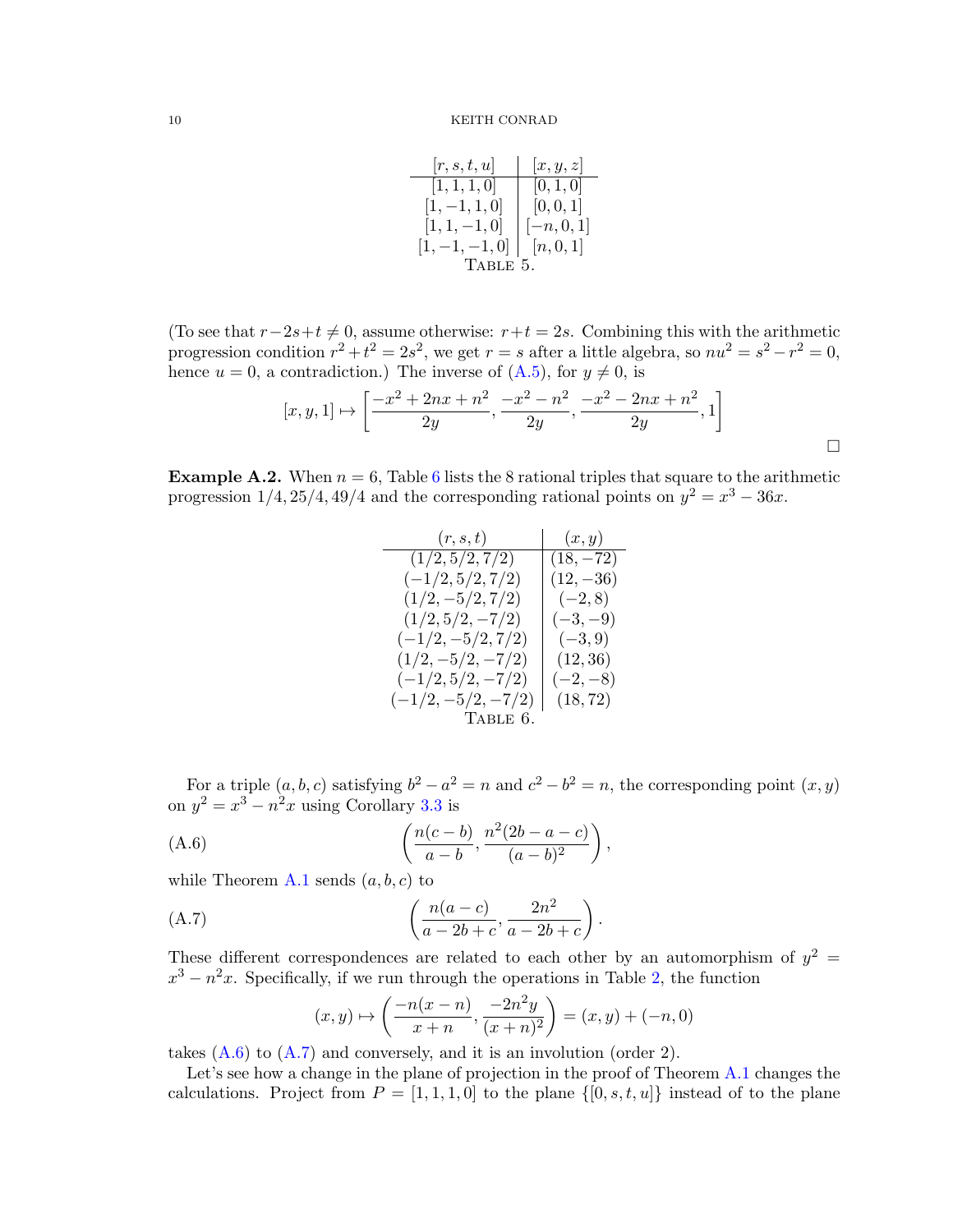| $[r,s,t,u]$ | $[x,y,z]$ |
|---|---|
| $[1,1,1,0]$ | $[0,1,0]$ |
| $[1,-1,1,0]$ | $[0,0,1]$ |
| $[1,1,-1,0]$ | $[-n,0,1]$ |
| $[1,-1,-1,0]$ | $[n,0,1]$ |

Table 5.

(To see that $r-2s+t \neq 0$, assume otherwise: $r+t = 2s$. Combining this with the arithmetic progression condition $r^2+t^2 = 2s^2$, we get $r = s$ after a little algebra, so $nu^2 = s^2 - r^2 = 0$, hence $u = 0$, a contradiction.) The inverse of (A.5), for $y \neq 0$, is

$$[x,y,1] \mapsto \left[\frac{-x^2+2nx+n^2}{2y}, \frac{-x^2-n^2}{2y}, \frac{-x^2-2nx+n^2}{2y}, 1\right]$$

□

**Example A.2.** When $n = 6$, Table 6 lists the 8 rational triples that square to the arithmetic progression $1/4, 25/4, 49/4$ and the corresponding rational points on $y^2 = x^3 - 36x$.

| $(r,s,t)$ | $(x,y)$ |
|---|---|
| $(1/2, 5/2, 7/2)$ | $(18,-72)$ |
| $(-1/2, 5/2, 7/2)$ | $(12,-36)$ |
| $(1/2, -5/2, 7/2)$ | $(-2,8)$ |
| $(1/2, 5/2, -7/2)$ | $(-3,-9)$ |
| $(-1/2, -5/2, 7/2)$ | $(-3,9)$ |
| $(1/2, -5/2, -7/2)$ | $(12,36)$ |
| $(-1/2, 5/2, -7/2)$ | $(-2,-8)$ |
| $(-1/2, -5/2, -7/2)$ | $(18,72)$ |

Table 6.

For a triple $(a,b,c)$ satisfying $b^2 - a^2 = n$ and $c^2 - b^2 = n$, the corresponding point $(x,y)$ on $y^2 = x^3 - n^2x$ using Corollary 3.3 is

$$\left(\frac{n(c-b)}{a-b}, \frac{n^2(2b-a-c)}{(a-b)^2}\right), \tag{A.6}$$

while Theorem A.1 sends $(a,b,c)$ to

$$\left(\frac{n(a-c)}{a-2b+c}, \frac{2n^2}{a-2b+c}\right). \tag{A.7}$$

These different correspondences are related to each other by an automorphism of $y^2 = x^3 - n^2x$. Specifically, if we run through the operations in Table 2, the function

$$(x,y) \mapsto \left(\frac{-n(x-n)}{x+n}, \frac{-2n^2y}{(x+n)^2}\right) = (x,y) + (-n,0)$$

takes (A.6) to (A.7) and conversely, and it is an involution (order 2).

Let's see how a change in the plane of projection in the proof of Theorem A.1 changes the calculations. Project from $P = [1,1,1,0]$ to the plane $\{[0,s,t,u]\}$ instead of to the plane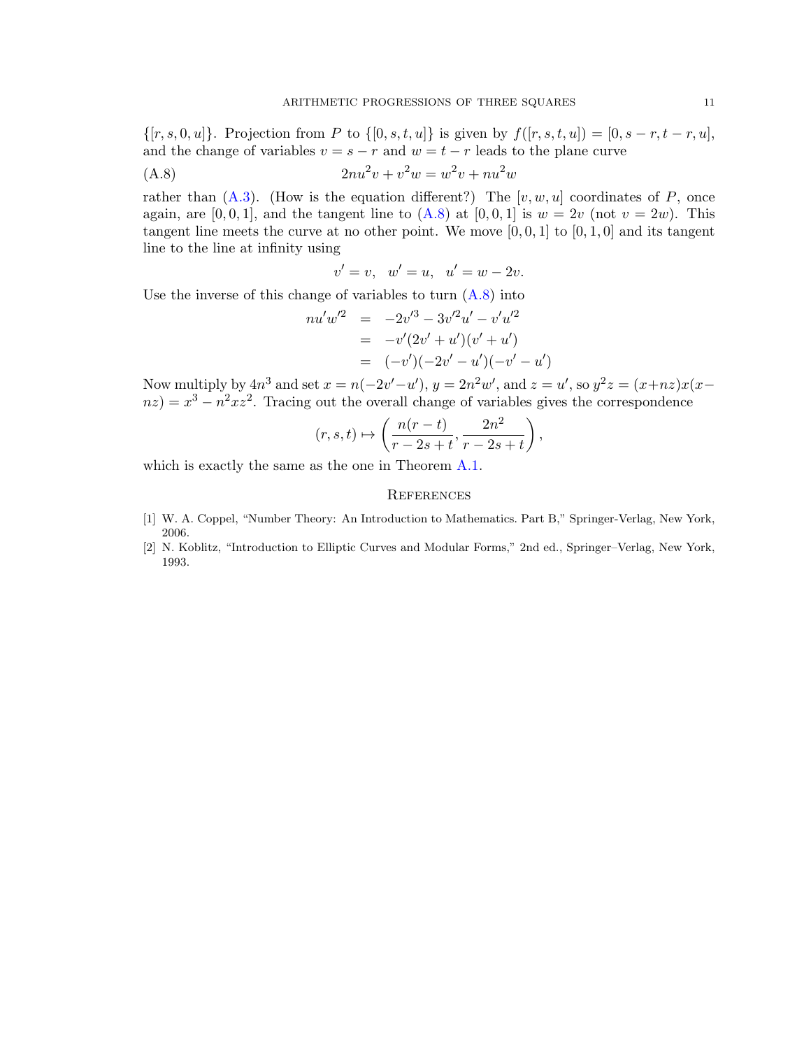$\{[r, s, 0, u]\}$. Projection from $P$ to $\{[0, s, t, u]\}$ is given by $f([r, s, t, u]) = [0, s - r, t - r, u]$, and the change of variables $v = s - r$ and $w = t - r$ leads to the plane curve

$$2nu^2v + v^2w = w^2v + nu^2w \tag{A.8}$$

rather than (A.3). (How is the equation different?) The $[v, w, u]$ coordinates of $P$, once again, are $[0, 0, 1]$, and the tangent line to (A.8) at $[0, 0, 1]$ is $w = 2v$ (not $v = 2w$). This tangent line meets the curve at no other point. We move $[0, 0, 1]$ to $[0, 1, 0]$ and its tangent line to the line at infinity using

$$v' = v, \quad w' = u, \quad u' = w - 2v.$$

Use the inverse of this change of variables to turn (A.8) into

$$\begin{aligned} nu'w'^2 &= -2v'^3 - 3v'^2u' - v'u'^2 \\ &= -v'(2v' + u')(v' + u') \\ &= (-v')(-2v' - u')(-v' - u') \end{aligned}$$

Now multiply by $4n^3$ and set $x = n(-2v' - u')$, $y = 2n^2w'$, and $z = u'$, so $y^2z = (x+nz)x(x-nz) = x^3 - n^2xz^2$. Tracing out the overall change of variables gives the correspondence

$$(r, s, t) \mapsto \left( \frac{n(r - t)}{r - 2s + t}, \frac{2n^2}{r - 2s + t} \right),$$

which is exactly the same as the one in Theorem A.1.

## References

[1] W. A. Coppel, "Number Theory: An Introduction to Mathematics. Part B," Springer-Verlag, New York, 2006.

[2] N. Koblitz, "Introduction to Elliptic Curves and Modular Forms," 2nd ed., Springer–Verlag, New York, 1993.